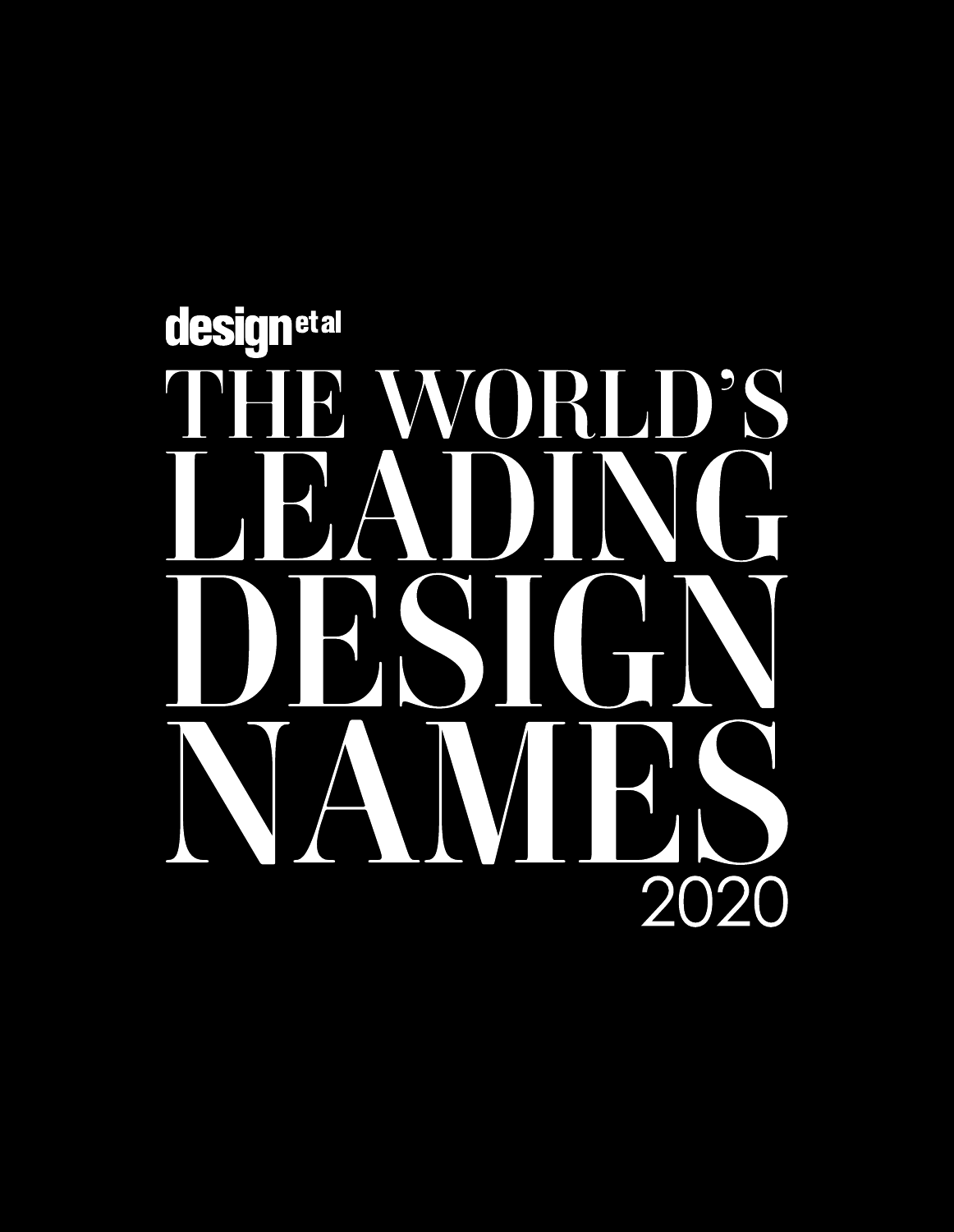design et al

# THE WORLD'S LEADING DESIGN NAMES

2020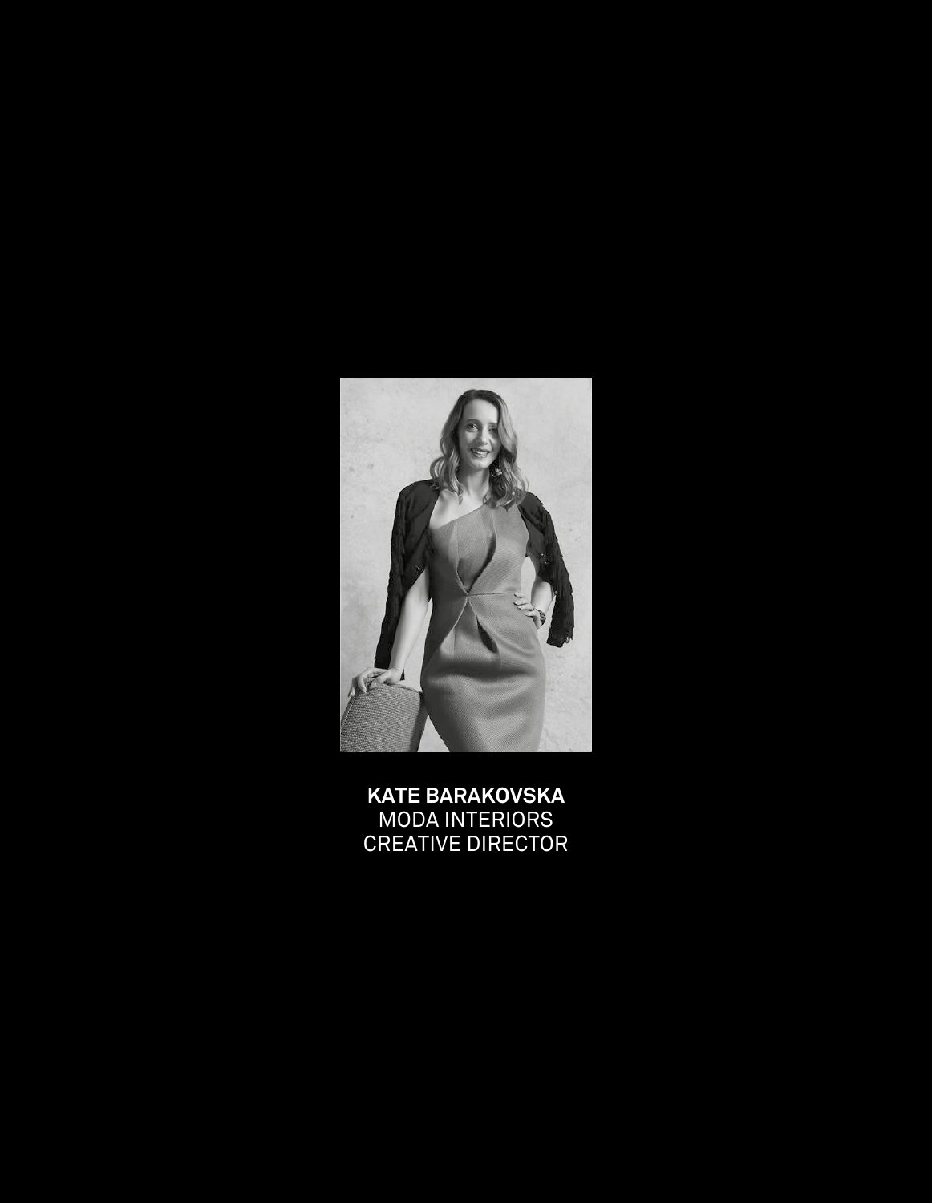**KATE BARAKOVSKA**
MODA INTERIORS
CREATIVE DIRECTOR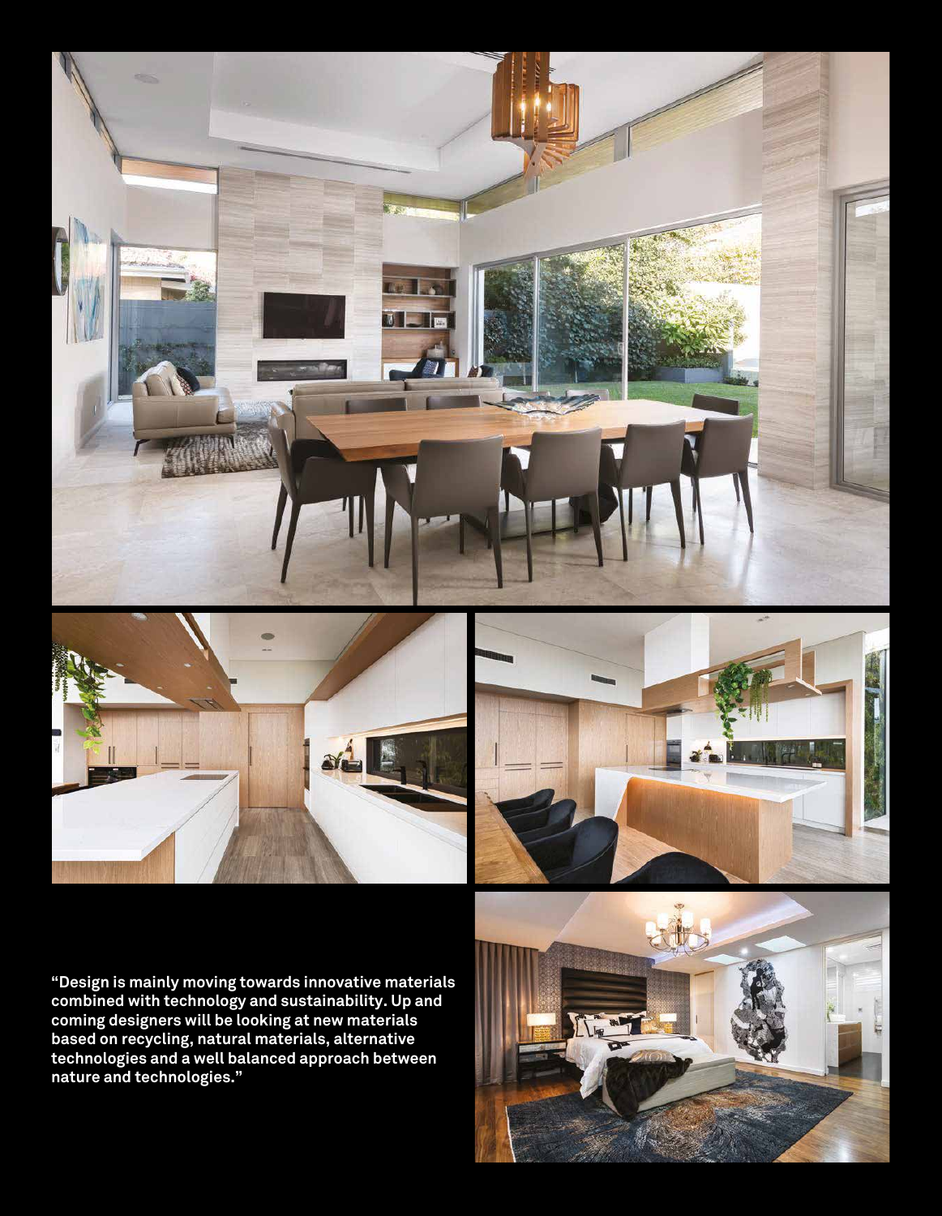**"Design is mainly moving towards innovative materials combined with technology and sustainability. Up and coming designers will be looking at new materials based on recycling, natural materials, alternative technologies and a well balanced approach between nature and technologies."**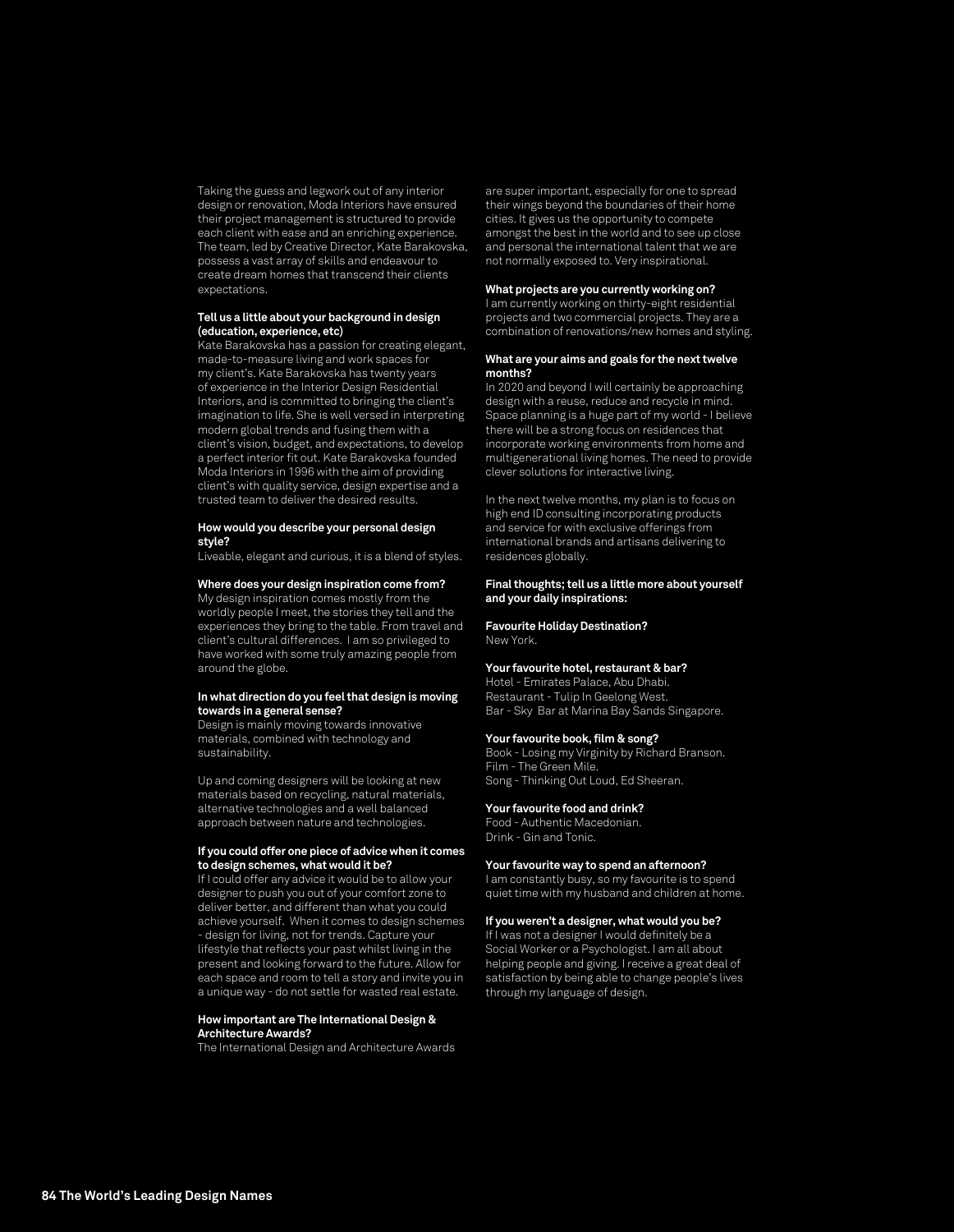Taking the guess and legwork out of any interior design or renovation, Moda Interiors have ensured their project management is structured to provide each client with ease and an enriching experience. The team, led by Creative Director, Kate Barakovska, possess a vast array of skills and endeavour to create dream homes that transcend their clients expectations.

**Tell us a little about your background in design (education, experience, etc)**

Kate Barakovska has a passion for creating elegant, made-to-measure living and work spaces for my client's. Kate Barakovska has twenty years of experience in the Interior Design Residential Interiors, and is committed to bringing the client's imagination to life. She is well versed in interpreting modern global trends and fusing them with a client's vision, budget, and expectations, to develop a perfect interior fit out. Kate Barakovska founded Moda Interiors in 1996 with the aim of providing client's with quality service, design expertise and a trusted team to deliver the desired results.

**How would you describe your personal design style?**

Liveable, elegant and curious, it is a blend of styles.

**Where does your design inspiration come from?**

My design inspiration comes mostly from the worldly people I meet, the stories they tell and the experiences they bring to the table. From travel and client's cultural differences. I am so privileged to have worked with some truly amazing people from around the globe.

**In what direction do you feel that design is moving towards in a general sense?**

Design is mainly moving towards innovative materials, combined with technology and sustainability.

Up and coming designers will be looking at new materials based on recycling, natural materials, alternative technologies and a well balanced approach between nature and technologies.

**If you could offer one piece of advice when it comes to design schemes, what would it be?**

If I could offer any advice it would be to allow your designer to push you out of your comfort zone to deliver better, and different than what you could achieve yourself. When it comes to design schemes - design for living, not for trends. Capture your lifestyle that reflects your past whilst living in the present and looking forward to the future. Allow for each space and room to tell a story and invite you in a unique way - do not settle for wasted real estate.

**How important are The International Design & Architecture Awards?**

The International Design and Architecture Awards are super important, especially for one to spread their wings beyond the boundaries of their home cities. It gives us the opportunity to compete amongst the best in the world and to see up close and personal the international talent that we are not normally exposed to. Very inspirational.

**What projects are you currently working on?**

I am currently working on thirty-eight residential projects and two commercial projects. They are a combination of renovations/new homes and styling.

**What are your aims and goals for the next twelve months?**

In 2020 and beyond I will certainly be approaching design with a reuse, reduce and recycle in mind. Space planning is a huge part of my world - I believe there will be a strong focus on residences that incorporate working environments from home and multigenerational living homes. The need to provide clever solutions for interactive living.

In the next twelve months, my plan is to focus on high end ID consulting incorporating products and service for with exclusive offerings from international brands and artisans delivering to residences globally.

**Final thoughts; tell us a little more about yourself and your daily inspirations:**

**Favourite Holiday Destination?**

New York.

**Your favourite hotel, restaurant & bar?**

Hotel - Emirates Palace, Abu Dhabi.
Restaurant - Tulip In Geelong West.
Bar - Sky Bar at Marina Bay Sands Singapore.

**Your favourite book, film & song?**

Book - Losing my Virginity by Richard Branson.
Film - The Green Mile.
Song - Thinking Out Loud, Ed Sheeran.

**Your favourite food and drink?**

Food - Authentic Macedonian.
Drink - Gin and Tonic.

**Your favourite way to spend an afternoon?**

I am constantly busy, so my favourite is to spend quiet time with my husband and children at home.

**If you weren't a designer, what would you be?**

If I was not a designer I would definitely be a Social Worker or a Psychologist. I am all about helping people and giving. I receive a great deal of satisfaction by being able to change people's lives through my language of design.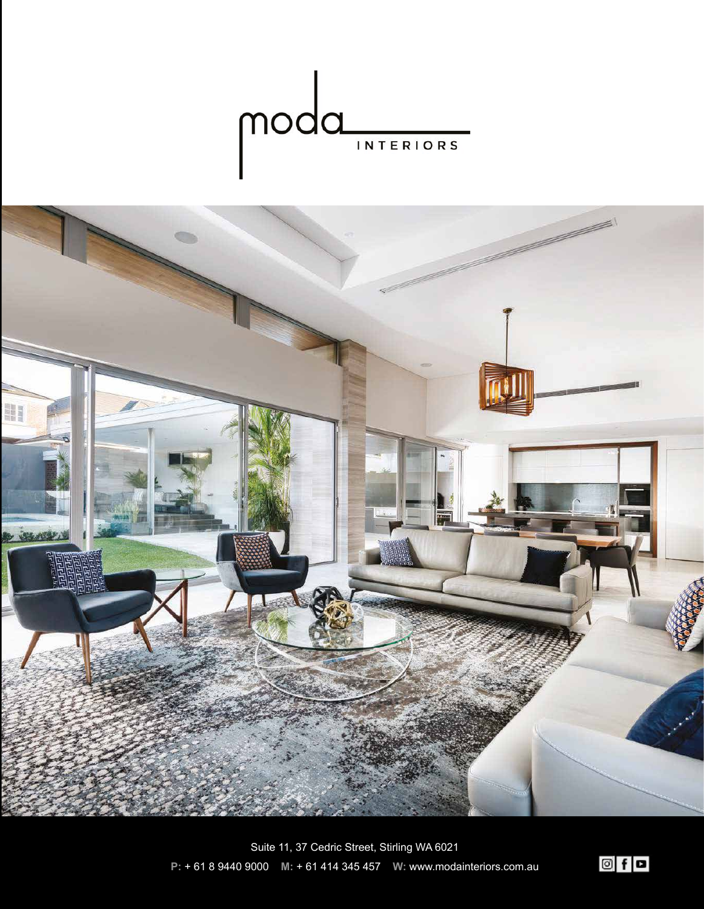moda INTERIORS

Suite 11, 37 Cedric Street, Stirling WA 6021

**P:** + 61 8 9440 9000 **M:** + 61 414 345 457 **W:** www.modainteriors.com.au